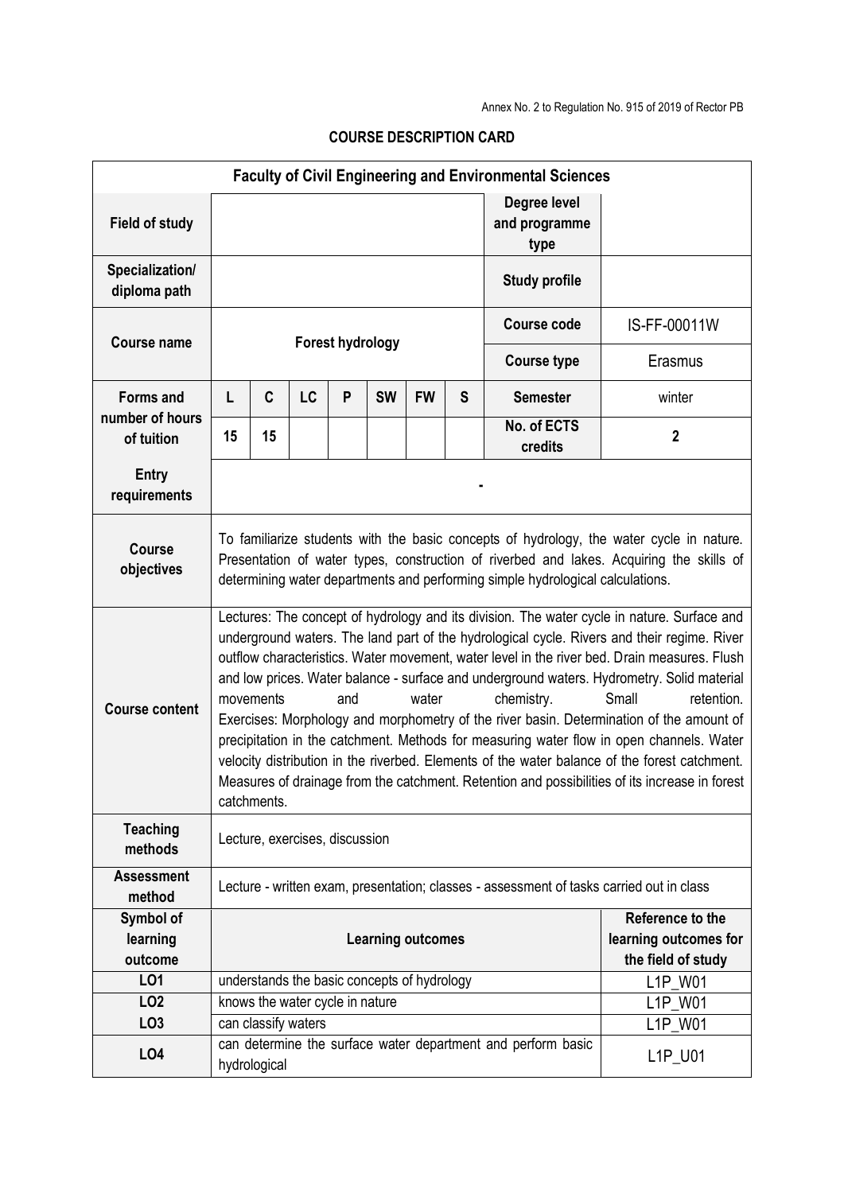Annex No. 2 to Regulation No. 915 of 2019 of Rector PB

## COURSE DESCRIPTION CARD

| Faculty of Civil Engineering and Environmental Sciences | | | | | | | | | |
|---|---|---|---|---|---|---|---|---|---|
| **Field of study** | | | | | | | | **Degree level and programme type** | |
| **Specialization/ diploma path** | | | | | | | | **Study profile** | |
| **Course name** | **Forest hydrology** | | | | | | | **Course code** | IS-FF-00011W |
| | | | | | | | | **Course type** | Erasmus |
| **Forms and number of hours of tuition** | **L** | **C** | **LC** | **P** | **SW** | **FW** | **S** | **Semester** | winter |
| | **15** | **15** | | | | | | **No. of ECTS credits** | **2** |
| **Entry requirements** | - | | | | | | | | |
| **Course objectives** | To familiarize students with the basic concepts of hydrology, the water cycle in nature. Presentation of water types, construction of riverbed and lakes. Acquiring the skills of determining water departments and performing simple hydrological calculations. | | | | | | | | |
| **Course content** | Lectures: The concept of hydrology and its division. The water cycle in nature. Surface and underground waters. The land part of the hydrological cycle. Rivers and their regime. River outflow characteristics. Water movement, water level in the river bed. Drain measures. Flush and low prices. Water balance - surface and underground waters. Hydrometry. Solid material movements and water chemistry. Small retention. Exercises: Morphology and morphometry of the river basin. Determination of the amount of precipitation in the catchment. Methods for measuring water flow in open channels. Water velocity distribution in the riverbed. Elements of the water balance of the forest catchment. Measures of drainage from the catchment. Retention and possibilities of its increase in forest catchments. | | | | | | | | |
| **Teaching methods** | Lecture, exercises, discussion | | | | | | | | |
| **Assessment method** | Lecture - written exam, presentation; classes - assessment of tasks carried out in class | | | | | | | | |
| **Symbol of learning outcome** | **Learning outcomes** | | | | | | | | **Reference to the learning outcomes for the field of study** |
| **LO1** | understands the basic concepts of hydrology | | | | | | | | L1P_W01 |
| **LO2** | knows the water cycle in nature | | | | | | | | L1P_W01 |
| **LO3** | can classify waters | | | | | | | | L1P_W01 |
| **LO4** | can determine the surface water department and perform basic hydrological | | | | | | | | L1P_U01 |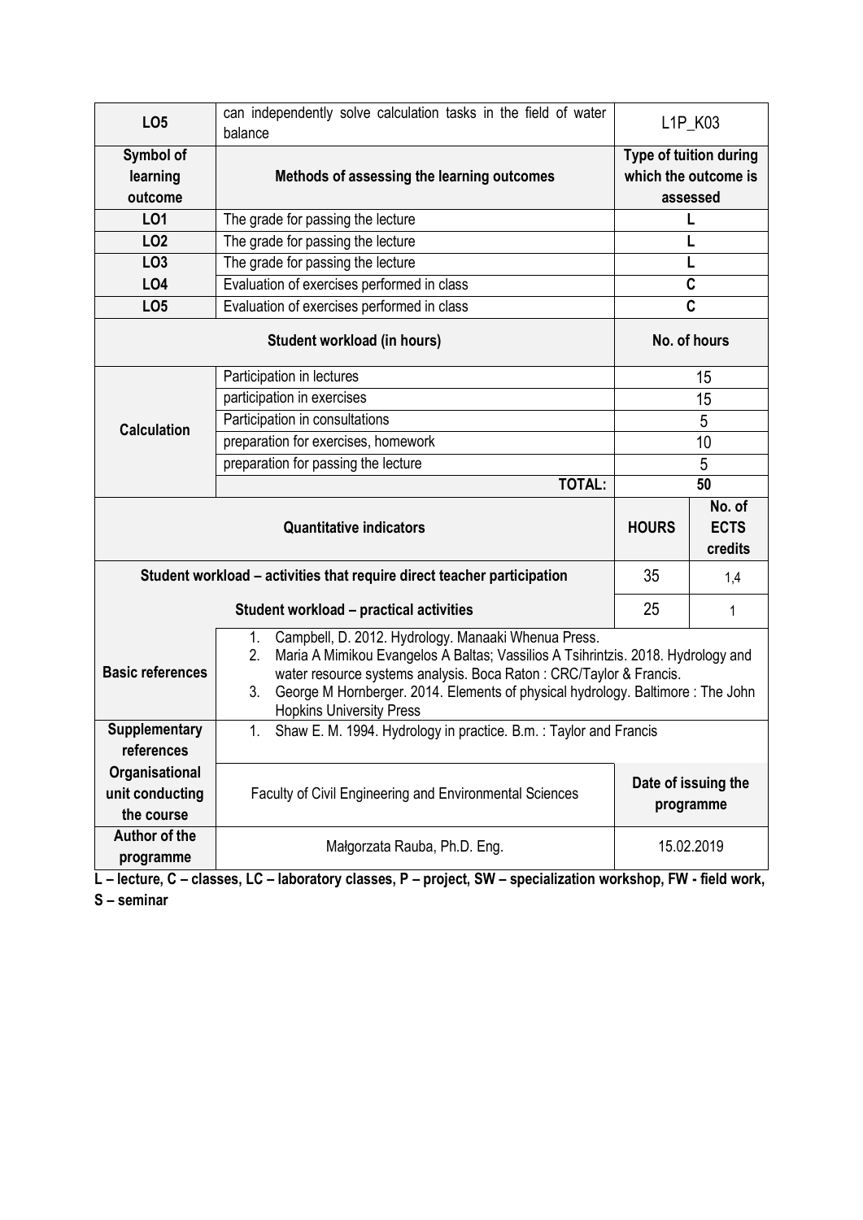| | | | |
|---|---|---|---|
| **LO5** | can independently solve calculation tasks in the field of water balance | L1P_K03 | |
| **Symbol of learning outcome** | **Methods of assessing the learning outcomes** | **Type of tuition during which the outcome is assessed** | |
| **LO1** | The grade for passing the lecture | L | |
| **LO2** | The grade for passing the lecture | L | |
| **LO3** | The grade for passing the lecture | L | |
| **LO4** | Evaluation of exercises performed in class | C | |
| **LO5** | Evaluation of exercises performed in class | C | |
| **Student workload (in hours)** | | **No. of hours** | |
| **Calculation** | Participation in lectures | 15 | |
| | participation in exercises | 15 | |
| | Participation in consultations | 5 | |
| | preparation for exercises, homework | 10 | |
| | preparation for passing the lecture | 5 | |
| | **TOTAL:** | **50** | |
| **Quantitative indicators** | | **HOURS** | **No. of ECTS credits** |
| **Student workload – activities that require direct teacher participation** | | 35 | 1,4 |
| **Student workload – practical activities** | | 25 | 1 |
| **Basic references** | 1. Campbell, D. 2012. Hydrology. Manaaki Whenua Press.<br>2. Maria A Mimikou Evangelos A Baltas; Vassilios A Tsihrintzis. 2018. Hydrology and water resource systems analysis. Boca Raton : CRC/Taylor & Francis.<br>3. George M Hornberger. 2014. Elements of physical hydrology. Baltimore : The John Hopkins University Press | | |
| **Supplementary references** | 1. Shaw E. M. 1994. Hydrology in practice. B.m. : Taylor and Francis | | |
| **Organisational unit conducting the course** | Faculty of Civil Engineering and Environmental Sciences | **Date of issuing the programme** | |
| **Author of the programme** | Małgorzata Rauba, Ph.D. Eng. | 15.02.2019 | |

**L – lecture, C – classes, LC – laboratory classes, P – project, SW – specialization workshop, FW - field work, S – seminar**